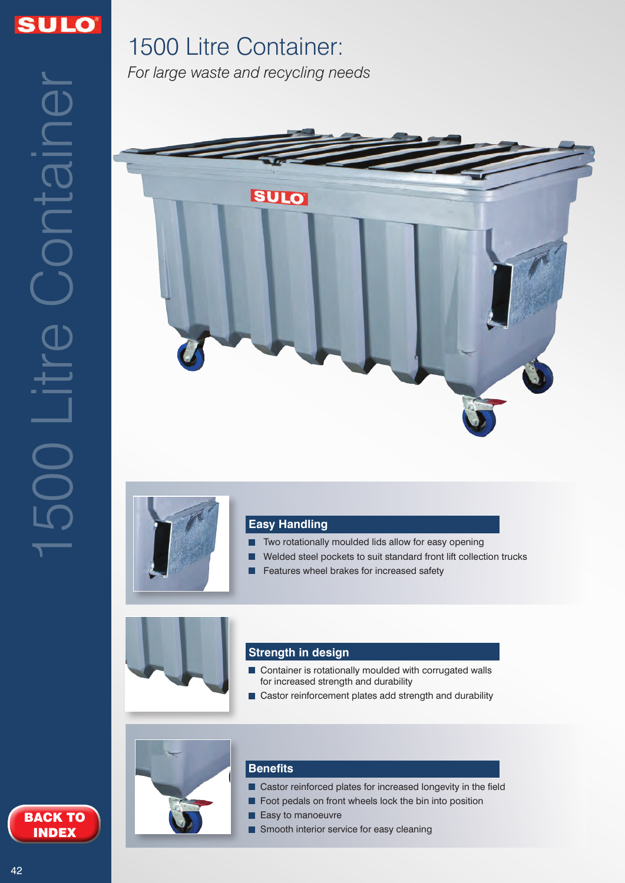# 1500 Litre Container:

*For large waste and recycling needs*

## Easy Handling

- Two rotationally moulded lids allow for easy opening
- Welded steel pockets to suit standard front lift collection trucks
- Features wheel brakes for increased safety

## Strength in design

- Container is rotationally moulded with corrugated walls for increased strength and durability
- Castor reinforcement plates add strength and durability

## Benefits

- Castor reinforced plates for increased longevity in the field
- Foot pedals on front wheels lock the bin into position
- Easy to manoeuvre
- Smooth interior service for easy cleaning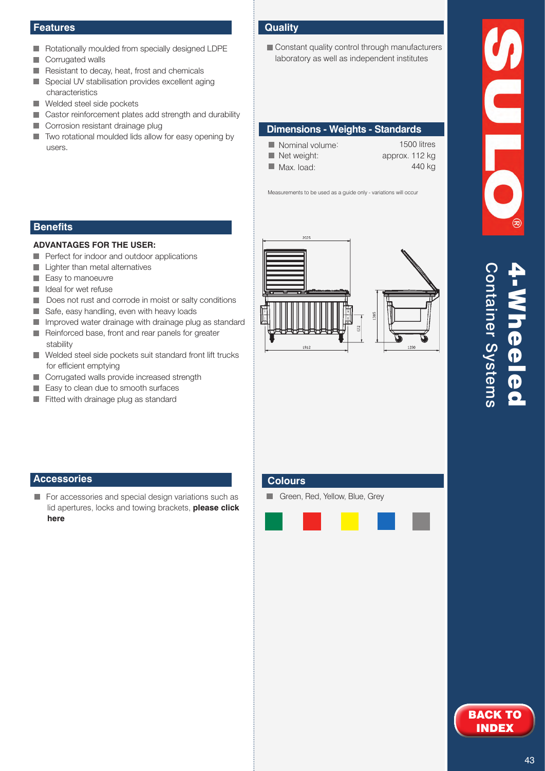## Features

- Rotationally moulded from specially designed LDPE
- Corrugated walls
- Resistant to decay, heat, frost and chemicals
- Special UV stabilisation provides excellent aging characteristics
- Welded steel side pockets
- Castor reinforcement plates add strength and durability
- Corrosion resistant drainage plug
- Two rotational moulded lids allow for easy opening by users.

## Benefits

**ADVANTAGES FOR THE USER:**

- Perfect for indoor and outdoor applications
- Lighter than metal alternatives
- Easy to manoeuvre
- Ideal for wet refuse
- Does not rust and corrode in moist or salty conditions
- Safe, easy handling, even with heavy loads
- Improved water drainage with drainage plug as standard
- Reinforced base, front and rear panels for greater stability
- Welded steel side pockets suit standard front lift trucks for efficient emptying
- Corrugated walls provide increased strength
- Easy to clean due to smooth surfaces
- Fitted with drainage plug as standard

## Accessories

- For accessories and special design variations such as lid apertures, locks and towing brackets, **please click here**

## Quality

- Constant quality control through manufacturers laboratory as well as independent institutes

## Dimensions - Weights - Standards

| | |
|---|---|
| Nominal volume: | 1500 litres |
| Net weight: | approx. 112 kg |
| Max. load: | 440 kg |

Measurements to be used as a guide only - variations will occur

2025
1912
632
1305
1230

## Colours

- Green, Red, Yellow, Blue, Grey

**SULO®**

**4-Wheeled** Container Systems

BACK TO INDEX